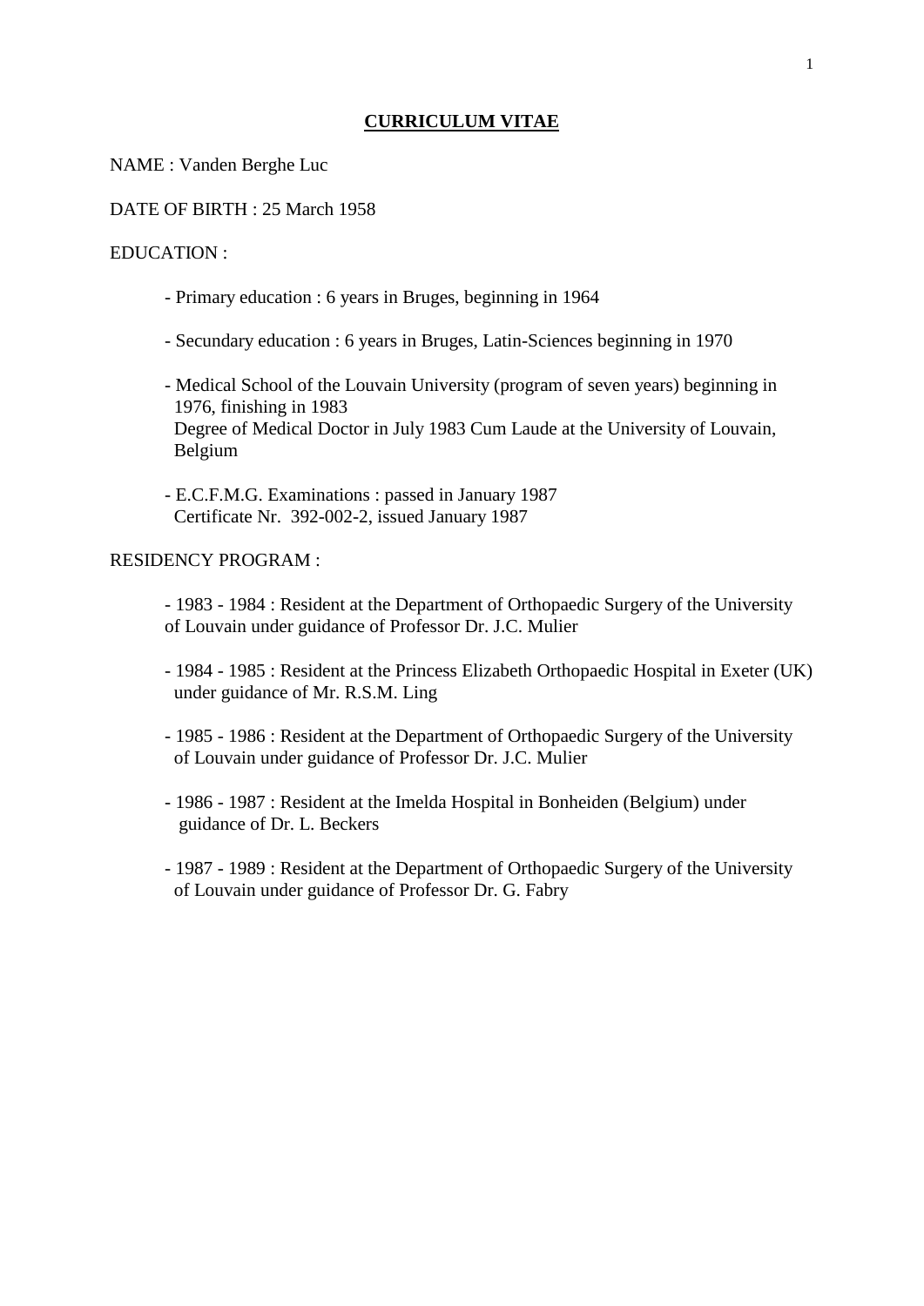# CURRICULUM VITAE

NAME : Vanden Berghe Luc

DATE OF BIRTH : 25 March 1958

EDUCATION :

- Primary education : 6 years in Bruges, beginning in 1964

- Secundary education : 6 years in Bruges, Latin-Sciences beginning in 1970

- Medical School of the Louvain University (program of seven years) beginning in 1976, finishing in 1983
  Degree of Medical Doctor in July 1983 Cum Laude at the University of Louvain, Belgium

- E.C.F.M.G. Examinations : passed in January 1987
  Certificate Nr. 392-002-2, issued January 1987

RESIDENCY PROGRAM :

- 1983 - 1984 : Resident at the Department of Orthopaedic Surgery of the University of Louvain under guidance of Professor Dr. J.C. Mulier

- 1984 - 1985 : Resident at the Princess Elizabeth Orthopaedic Hospital in Exeter (UK) under guidance of Mr. R.S.M. Ling

- 1985 - 1986 : Resident at the Department of Orthopaedic Surgery of the University of Louvain under guidance of Professor Dr. J.C. Mulier

- 1986 - 1987 : Resident at the Imelda Hospital in Bonheiden (Belgium) under guidance of Dr. L. Beckers

- 1987 - 1989 : Resident at the Department of Orthopaedic Surgery of the University of Louvain under guidance of Professor Dr. G. Fabry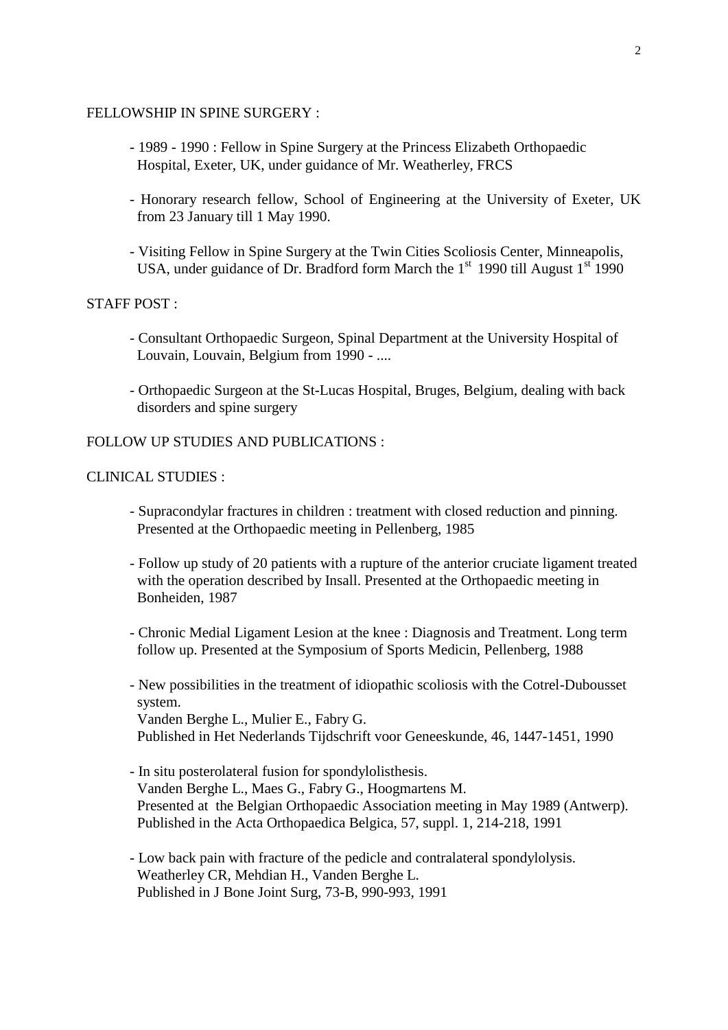FELLOWSHIP IN SPINE SURGERY :

- 1989 - 1990 : Fellow in Spine Surgery at the Princess Elizabeth Orthopaedic Hospital, Exeter, UK, under guidance of Mr. Weatherley, FRCS

- Honorary research fellow, School of Engineering at the University of Exeter, UK from 23 January till 1 May 1990.

- Visiting Fellow in Spine Surgery at the Twin Cities Scoliosis Center, Minneapolis, USA, under guidance of Dr. Bradford form March the 1st 1990 till August 1st 1990

STAFF POST :

- Consultant Orthopaedic Surgeon, Spinal Department at the University Hospital of Louvain, Louvain, Belgium from 1990 - ....

- Orthopaedic Surgeon at the St-Lucas Hospital, Bruges, Belgium, dealing with back disorders and spine surgery

FOLLOW UP STUDIES AND PUBLICATIONS :

CLINICAL STUDIES :

- Supracondylar fractures in children : treatment with closed reduction and pinning. Presented at the Orthopaedic meeting in Pellenberg, 1985

- Follow up study of 20 patients with a rupture of the anterior cruciate ligament treated with the operation described by Insall. Presented at the Orthopaedic meeting in Bonheiden, 1987

- Chronic Medial Ligament Lesion at the knee : Diagnosis and Treatment. Long term follow up. Presented at the Symposium of Sports Medicin, Pellenberg, 1988

- New possibilities in the treatment of idiopathic scoliosis with the Cotrel-Dubousset system.
  Vanden Berghe L., Mulier E., Fabry G.
  Published in Het Nederlands Tijdschrift voor Geneeskunde, 46, 1447-1451, 1990

- In situ posterolateral fusion for spondylolisthesis.
  Vanden Berghe L., Maes G., Fabry G., Hoogmartens M.
  Presented at the Belgian Orthopaedic Association meeting in May 1989 (Antwerp).
  Published in the Acta Orthopaedica Belgica, 57, suppl. 1, 214-218, 1991

- Low back pain with fracture of the pedicle and contralateral spondylolysis.
  Weatherley CR, Mehdian H., Vanden Berghe L.
  Published in J Bone Joint Surg, 73-B, 990-993, 1991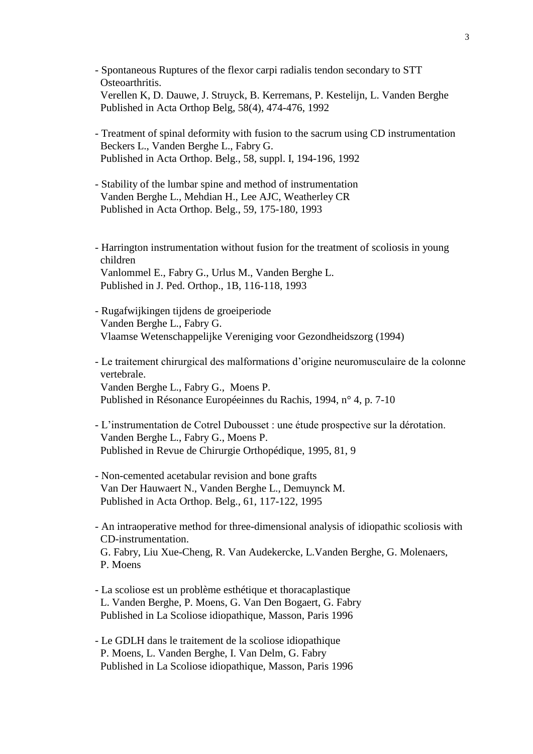- Spontaneous Ruptures of the flexor carpi radialis tendon secondary to STT Osteoarthritis.
  Verellen K, D. Dauwe, J. Struyck, B. Kerremans, P. Kestelijn, L. Vanden Berghe
  Published in Acta Orthop Belg, 58(4), 474-476, 1992

- Treatment of spinal deformity with fusion to the sacrum using CD instrumentation
  Beckers L., Vanden Berghe L., Fabry G.
  Published in Acta Orthop. Belg., 58, suppl. I, 194-196, 1992

- Stability of the lumbar spine and method of instrumentation
  Vanden Berghe L., Mehdian H., Lee AJC, Weatherley CR
  Published in Acta Orthop. Belg., 59, 175-180, 1993

- Harrington instrumentation without fusion for the treatment of scoliosis in young children
  Vanlommel E., Fabry G., Urlus M., Vanden Berghe L.
  Published in J. Ped. Orthop., 1B, 116-118, 1993

- Rugafwijkingen tijdens de groeiperiode
  Vanden Berghe L., Fabry G.
  Vlaamse Wetenschappelijke Vereniging voor Gezondheidszorg (1994)

- Le traitement chirurgical des malformations d'origine neuromusculaire de la colonne vertebrale.
  Vanden Berghe L., Fabry G., Moens P.
  Published in Résonance Européeinnes du Rachis, 1994, n° 4, p. 7-10

- L'instrumentation de Cotrel Dubousset : une étude prospective sur la dérotation.
  Vanden Berghe L., Fabry G., Moens P.
  Published in Revue de Chirurgie Orthopédique, 1995, 81, 9

- Non-cemented acetabular revision and bone grafts
  Van Der Hauwaert N., Vanden Berghe L., Demuynck M.
  Published in Acta Orthop. Belg., 61, 117-122, 1995

- An intraoperative method for three-dimensional analysis of idiopathic scoliosis with CD-instrumentation.
  G. Fabry, Liu Xue-Cheng, R. Van Audekercke, L.Vanden Berghe, G. Molenaers, P. Moens

- La scoliose est un problème esthétique et thoracaplastique
  L. Vanden Berghe, P. Moens, G. Van Den Bogaert, G. Fabry
  Published in La Scoliose idiopathique, Masson, Paris 1996

- Le GDLH dans le traitement de la scoliose idiopathique
  P. Moens, L. Vanden Berghe, I. Van Delm, G. Fabry
  Published in La Scoliose idiopathique, Masson, Paris 1996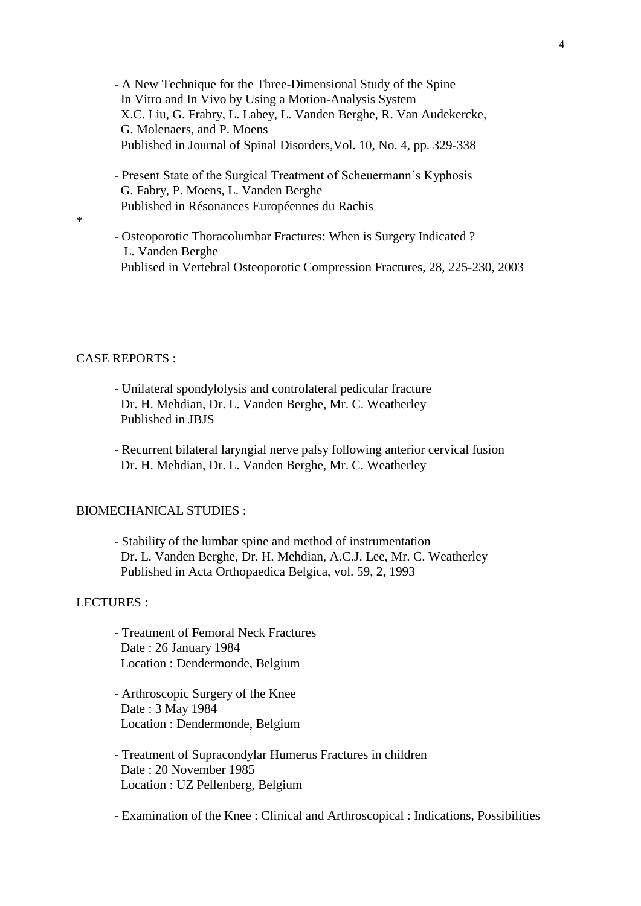- A New Technique for the Three-Dimensional Study of the Spine In Vitro and In Vivo by Using a Motion-Analysis System
  X.C. Liu, G. Frabry, L. Labey, L. Vanden Berghe, R. Van Audekercke, G. Molenaers, and P. Moens
  Published in Journal of Spinal Disorders,Vol. 10, No. 4, pp. 329-338

- Present State of the Surgical Treatment of Scheuermann’s Kyphosis
  G. Fabry, P. Moens, L. Vanden Berghe
  Published in Résonances Européennes du Rachis

*

- Osteoporotic Thoracolumbar Fractures: When is Surgery Indicated ?
  L. Vanden Berghe
  Publised in Vertebral Osteoporotic Compression Fractures, 28, 225-230, 2003

CASE REPORTS :

- Unilateral spondylolysis and controlateral pedicular fracture
  Dr. H. Mehdian, Dr. L. Vanden Berghe, Mr. C. Weatherley
  Published in JBJS

- Recurrent bilateral laryngial nerve palsy following anterior cervical fusion
  Dr. H. Mehdian, Dr. L. Vanden Berghe, Mr. C. Weatherley

BIOMECHANICAL STUDIES :

- Stability of the lumbar spine and method of instrumentation
  Dr. L. Vanden Berghe, Dr. H. Mehdian, A.C.J. Lee, Mr. C. Weatherley
  Published in Acta Orthopaedica Belgica, vol. 59, 2, 1993

LECTURES :

- Treatment of Femoral Neck Fractures
  Date : 26 January 1984
  Location : Dendermonde, Belgium

- Arthroscopic Surgery of the Knee
  Date : 3 May 1984
  Location : Dendermonde, Belgium

- Treatment of Supracondylar Humerus Fractures in children
  Date : 20 November 1985
  Location : UZ Pellenberg, Belgium

- Examination of the Knee : Clinical and Arthroscopical : Indications, Possibilities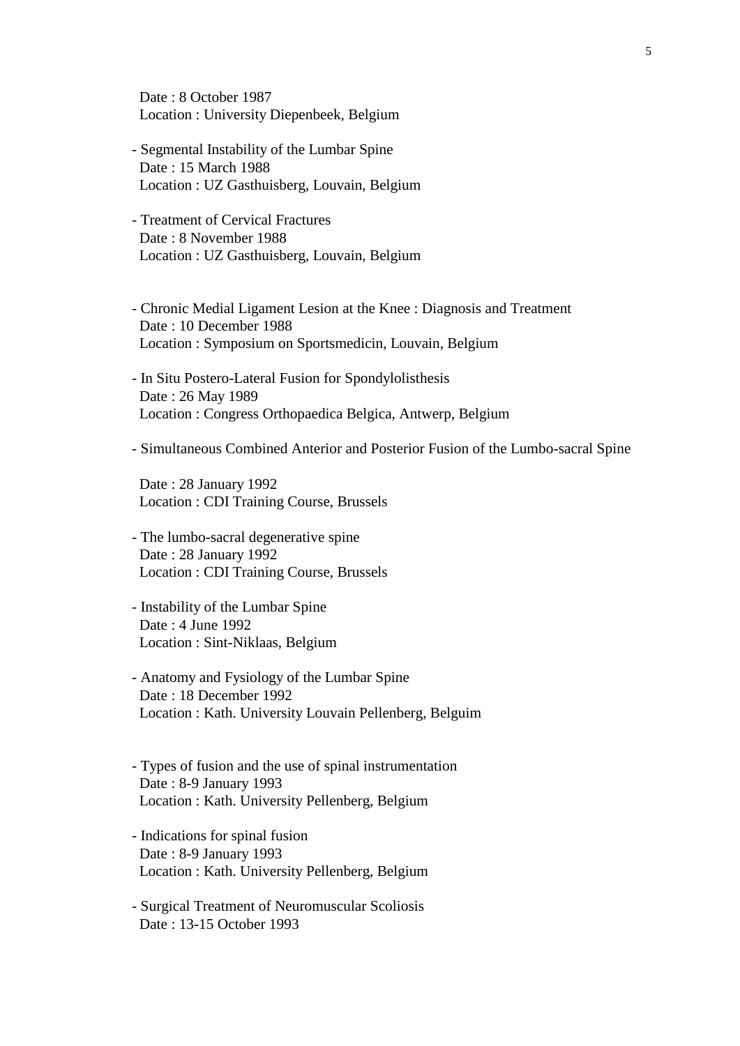Date : 8 October 1987
Location : University Diepenbeek, Belgium

- Segmental Instability of the Lumbar Spine
  Date : 15 March 1988
  Location : UZ Gasthuisberg, Louvain, Belgium

- Treatment of Cervical Fractures
  Date : 8 November 1988
  Location : UZ Gasthuisberg, Louvain, Belgium

- Chronic Medial Ligament Lesion at the Knee : Diagnosis and Treatment
  Date : 10 December 1988
  Location : Symposium on Sportsmedicin, Louvain, Belgium

- In Situ Postero-Lateral Fusion for Spondylolisthesis
  Date : 26 May 1989
  Location : Congress Orthopaedica Belgica, Antwerp, Belgium

- Simultaneous Combined Anterior and Posterior Fusion of the Lumbo-sacral Spine

  Date : 28 January 1992
  Location : CDI Training Course, Brussels

- The lumbo-sacral degenerative spine
  Date : 28 January 1992
  Location : CDI Training Course, Brussels

- Instability of the Lumbar Spine
  Date : 4 June 1992
  Location : Sint-Niklaas, Belgium

- Anatomy and Fysiology of the Lumbar Spine
  Date : 18 December 1992
  Location : Kath. University Louvain Pellenberg, Belguim

- Types of fusion and the use of spinal instrumentation
  Date : 8-9 January 1993
  Location : Kath. University Pellenberg, Belgium

- Indications for spinal fusion
  Date : 8-9 January 1993
  Location : Kath. University Pellenberg, Belgium

- Surgical Treatment of Neuromuscular Scoliosis
  Date : 13-15 October 1993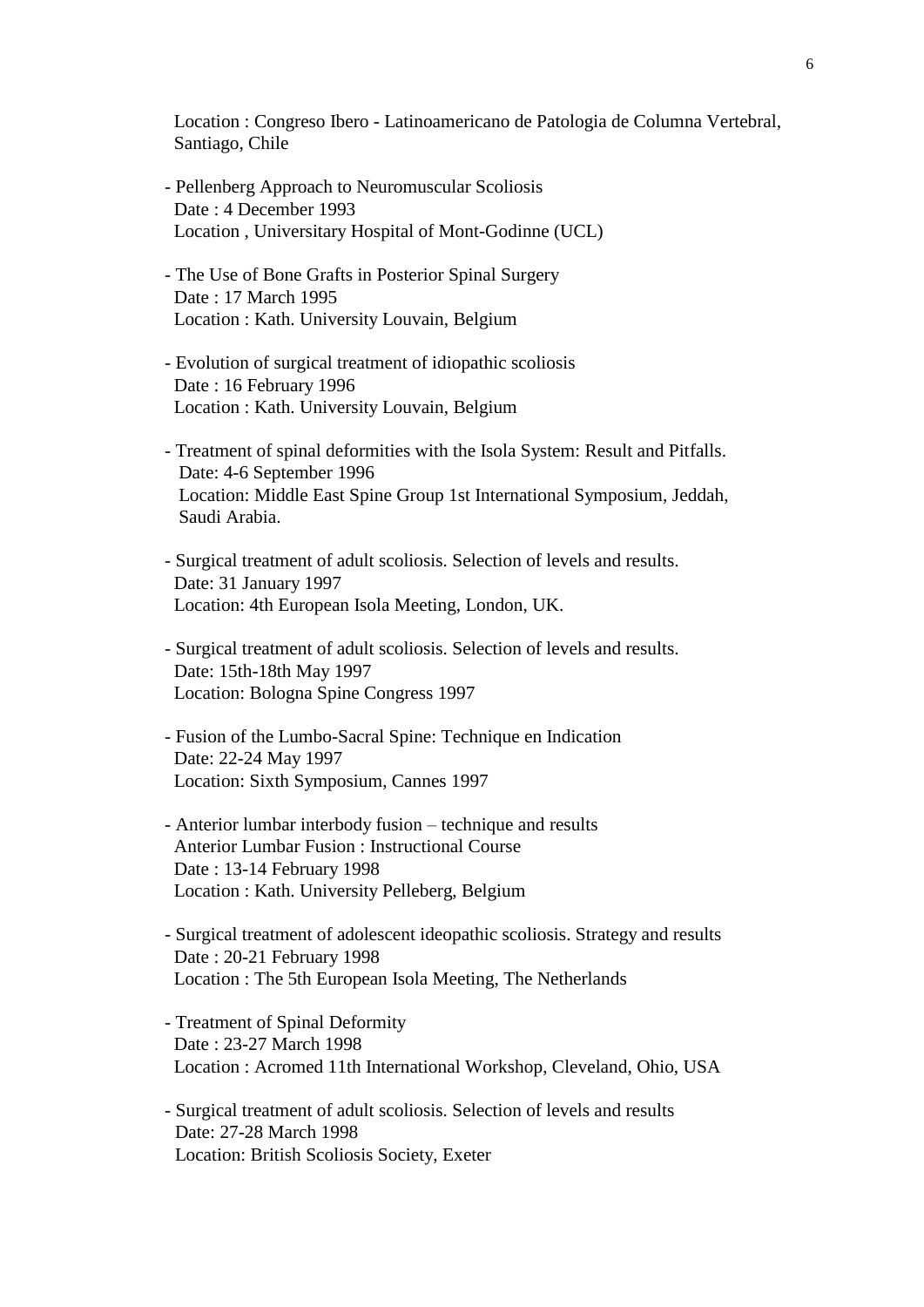Location : Congreso Ibero - Latinoamericano de Patologia de Columna Vertebral, Santiago, Chile

- Pellenberg Approach to Neuromuscular Scoliosis
  Date : 4 December 1993
  Location , Universitary Hospital of Mont-Godinne (UCL)

- The Use of Bone Grafts in Posterior Spinal Surgery
  Date : 17 March 1995
  Location : Kath. University Louvain, Belgium

- Evolution of surgical treatment of idiopathic scoliosis
  Date : 16 February 1996
  Location : Kath. University Louvain, Belgium

- Treatment of spinal deformities with the Isola System: Result and Pitfalls.
  Date: 4-6 September 1996
  Location: Middle East Spine Group 1st International Symposium, Jeddah, Saudi Arabia.

- Surgical treatment of adult scoliosis. Selection of levels and results.
  Date: 31 January 1997
  Location: 4th European Isola Meeting, London, UK.

- Surgical treatment of adult scoliosis. Selection of levels and results.
  Date: 15th-18th May 1997
  Location: Bologna Spine Congress 1997

- Fusion of the Lumbo-Sacral Spine: Technique en Indication
  Date: 22-24 May 1997
  Location: Sixth Symposium, Cannes 1997

- Anterior lumbar interbody fusion – technique and results
  Anterior Lumbar Fusion : Instructional Course
  Date : 13-14 February 1998
  Location : Kath. University Pelleberg, Belgium

- Surgical treatment of adolescent ideopathic scoliosis. Strategy and results
  Date : 20-21 February 1998
  Location : The 5th European Isola Meeting, The Netherlands

- Treatment of Spinal Deformity
  Date : 23-27 March 1998
  Location : Acromed 11th International Workshop, Cleveland, Ohio, USA

- Surgical treatment of adult scoliosis. Selection of levels and results
  Date: 27-28 March 1998
  Location: British Scoliosis Society, Exeter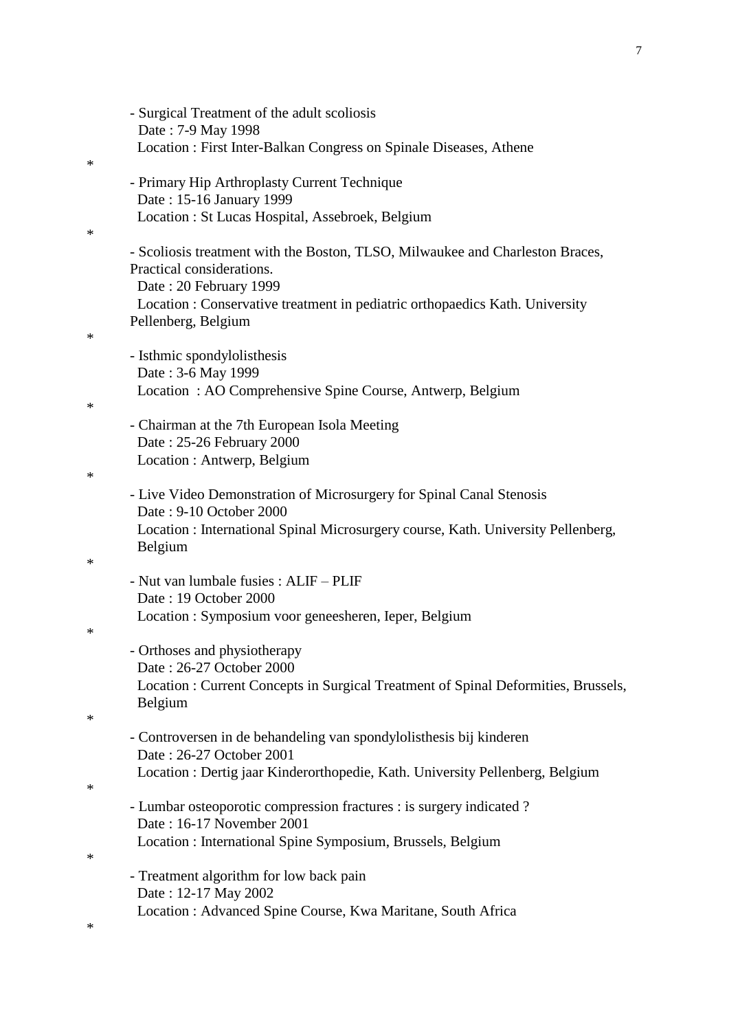- Surgical Treatment of the adult scoliosis
  Date : 7-9 May 1998
  Location : First Inter-Balkan Congress on Spinale Diseases, Athene

*

- Primary Hip Arthroplasty Current Technique
  Date : 15-16 January 1999
  Location : St Lucas Hospital, Assebroek, Belgium

*

- Scoliosis treatment with the Boston, TLSO, Milwaukee and Charleston Braces, Practical considerations.
  Date : 20 February 1999
  Location : Conservative treatment in pediatric orthopaedics Kath. University Pellenberg, Belgium

*

- Isthmic spondylolisthesis
  Date : 3-6 May 1999
  Location : AO Comprehensive Spine Course, Antwerp, Belgium

*

- Chairman at the 7th European Isola Meeting
  Date : 25-26 February 2000
  Location : Antwerp, Belgium

*

- Live Video Demonstration of Microsurgery for Spinal Canal Stenosis
  Date : 9-10 October 2000
  Location : International Spinal Microsurgery course, Kath. University Pellenberg, Belgium

*

- Nut van lumbale fusies : ALIF – PLIF
  Date : 19 October 2000
  Location : Symposium voor geneesheren, Ieper, Belgium

*

- Orthoses and physiotherapy
  Date : 26-27 October 2000
  Location : Current Concepts in Surgical Treatment of Spinal Deformities, Brussels, Belgium

*

- Controversen in de behandeling van spondylolisthesis bij kinderen
  Date : 26-27 October 2001
  Location : Dertig jaar Kinderorthopedie, Kath. University Pellenberg, Belgium

*

- Lumbar osteoporotic compression fractures : is surgery indicated ?
  Date : 16-17 November 2001
  Location : International Spine Symposium, Brussels, Belgium

*

- Treatment algorithm for low back pain
  Date : 12-17 May 2002
  Location : Advanced Spine Course, Kwa Maritane, South Africa

*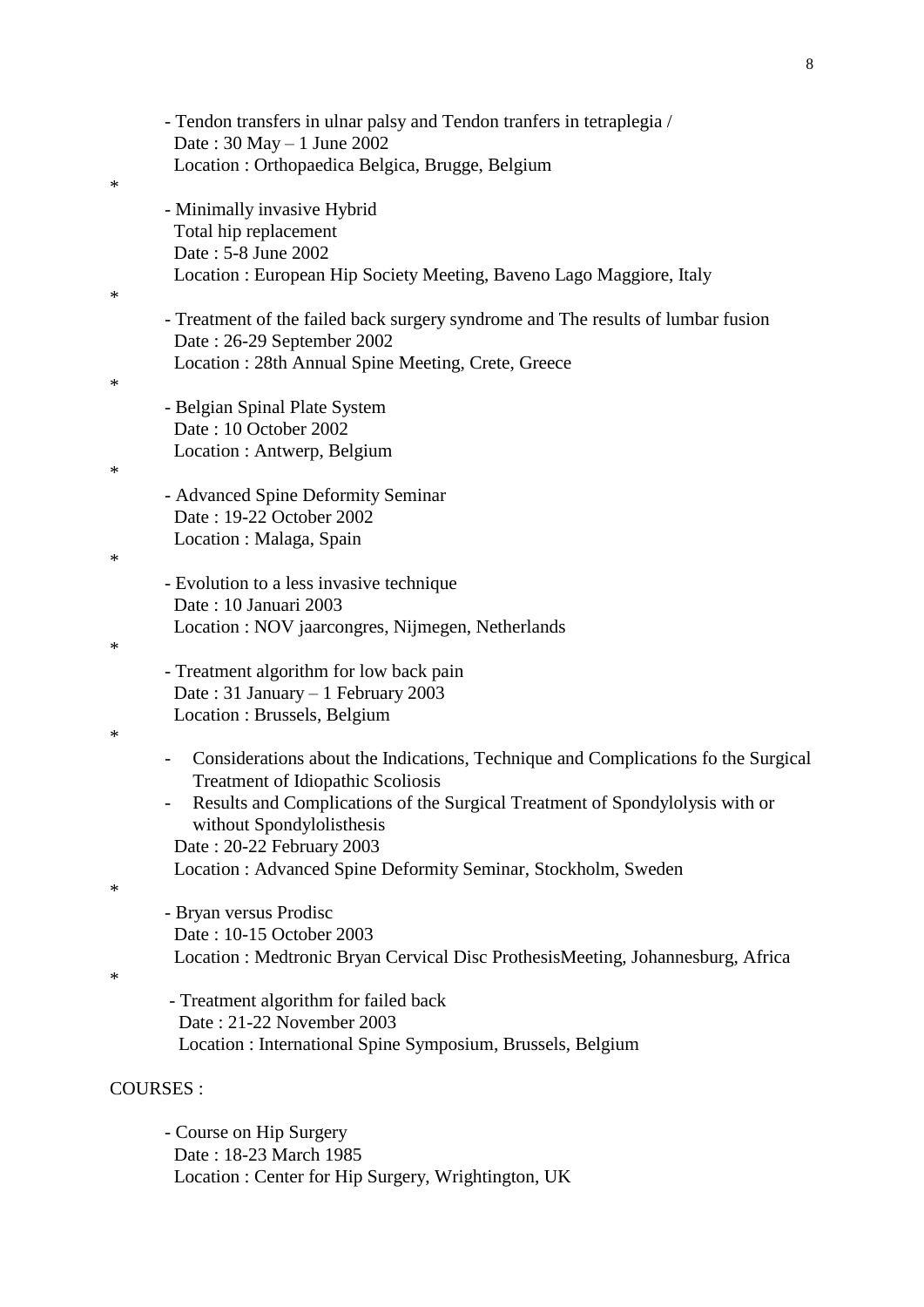- Tendon transfers in ulnar palsy and Tendon tranfers in tetraplegia /
  Date : 30 May – 1 June 2002
  Location : Orthopaedica Belgica, Brugge, Belgium

*

- Minimally invasive Hybrid
  Total hip replacement
  Date : 5-8 June 2002
  Location : European Hip Society Meeting, Baveno Lago Maggiore, Italy

*

- Treatment of the failed back surgery syndrome and The results of lumbar fusion
  Date : 26-29 September 2002
  Location : 28th Annual Spine Meeting, Crete, Greece

*

- Belgian Spinal Plate System
  Date : 10 October 2002
  Location : Antwerp, Belgium

*

- Advanced Spine Deformity Seminar
  Date : 19-22 October 2002
  Location : Malaga, Spain

*

- Evolution to a less invasive technique
  Date : 10 Januari 2003
  Location : NOV jaarcongres, Nijmegen, Netherlands

*

- Treatment algorithm for low back pain
  Date : 31 January – 1 February 2003
  Location : Brussels, Belgium

*

- Considerations about the Indications, Technique and Complications fo the Surgical Treatment of Idiopathic Scoliosis
- Results and Complications of the Surgical Treatment of Spondylolysis with or without Spondylolisthesis

  Date : 20-22 February 2003
  Location : Advanced Spine Deformity Seminar, Stockholm, Sweden

*

- Bryan versus Prodisc
  Date : 10-15 October 2003
  Location : Medtronic Bryan Cervical Disc ProthesisMeeting, Johannesburg, Africa

*

- Treatment algorithm for failed back
  Date : 21-22 November 2003
  Location : International Spine Symposium, Brussels, Belgium

COURSES :

- Course on Hip Surgery
  Date : 18-23 March 1985
  Location : Center for Hip Surgery, Wrightington, UK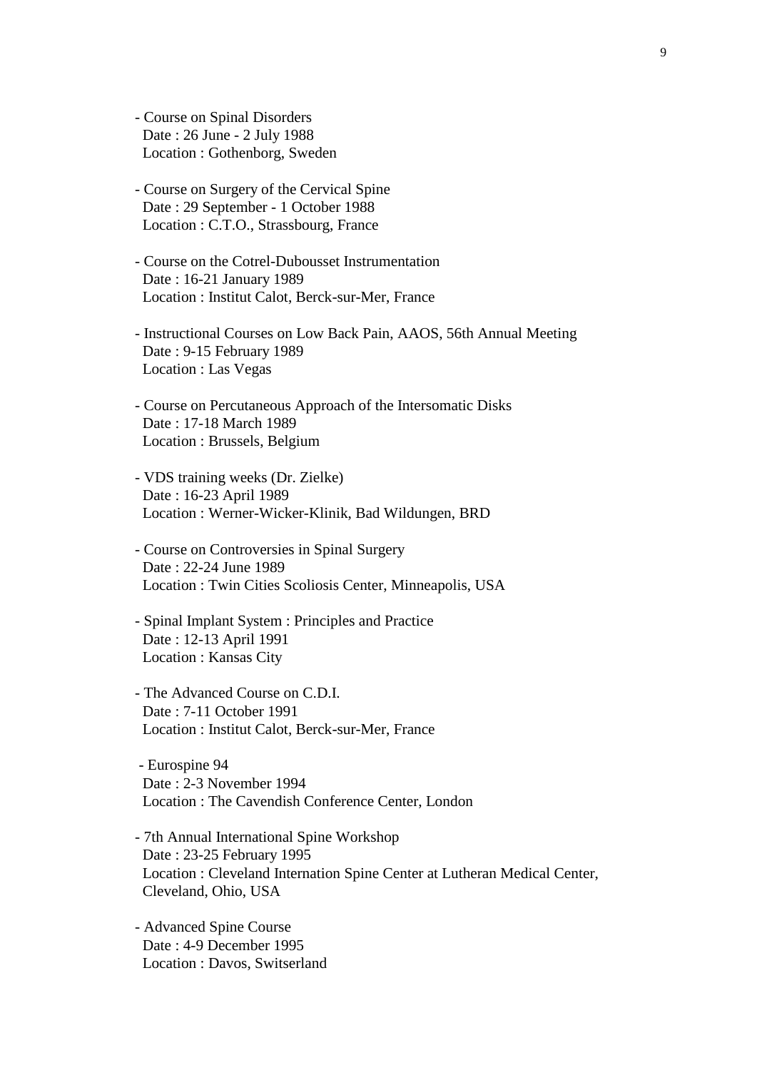- Course on Spinal Disorders
  Date : 26 June - 2 July 1988
  Location : Gothenborg, Sweden

- Course on Surgery of the Cervical Spine
  Date : 29 September - 1 October 1988
  Location : C.T.O., Strassbourg, France

- Course on the Cotrel-Dubousset Instrumentation
  Date : 16-21 January 1989
  Location : Institut Calot, Berck-sur-Mer, France

- Instructional Courses on Low Back Pain, AAOS, 56th Annual Meeting
  Date : 9-15 February 1989
  Location : Las Vegas

- Course on Percutaneous Approach of the Intersomatic Disks
  Date : 17-18 March 1989
  Location : Brussels, Belgium

- VDS training weeks (Dr. Zielke)
  Date : 16-23 April 1989
  Location : Werner-Wicker-Klinik, Bad Wildungen, BRD

- Course on Controversies in Spinal Surgery
  Date : 22-24 June 1989
  Location : Twin Cities Scoliosis Center, Minneapolis, USA

- Spinal Implant System : Principles and Practice
  Date : 12-13 April 1991
  Location : Kansas City

- The Advanced Course on C.D.I.
  Date : 7-11 October 1991
  Location : Institut Calot, Berck-sur-Mer, France

- Eurospine 94
  Date : 2-3 November 1994
  Location : The Cavendish Conference Center, London

- 7th Annual International Spine Workshop
  Date : 23-25 February 1995
  Location : Cleveland Internation Spine Center at Lutheran Medical Center, Cleveland, Ohio, USA

- Advanced Spine Course
  Date : 4-9 December 1995
  Location : Davos, Switserland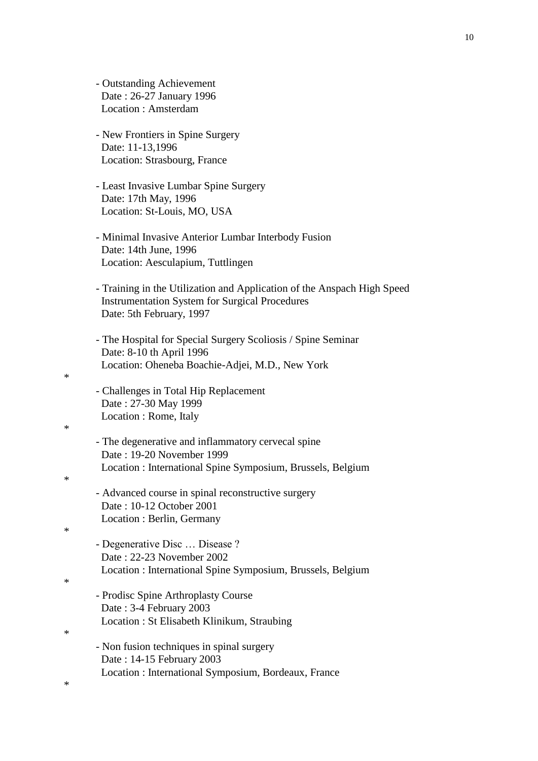- Outstanding Achievement
  Date : 26-27 January 1996
  Location : Amsterdam

- New Frontiers in Spine Surgery
  Date: 11-13,1996
  Location: Strasbourg, France

- Least Invasive Lumbar Spine Surgery
  Date: 17th May, 1996
  Location: St-Louis, MO, USA

- Minimal Invasive Anterior Lumbar Interbody Fusion
  Date: 14th June, 1996
  Location: Aesculapium, Tuttlingen

- Training in the Utilization and Application of the Anspach High Speed Instrumentation System for Surgical Procedures
  Date: 5th February, 1997

- The Hospital for Special Surgery Scoliosis / Spine Seminar
  Date: 8-10 th April 1996
  Location: Oheneba Boachie-Adjei, M.D., New York

*

- Challenges in Total Hip Replacement
  Date : 27-30 May 1999
  Location : Rome, Italy

*

- The degenerative and inflammatory cervecal spine
  Date : 19-20 November 1999
  Location : International Spine Symposium, Brussels, Belgium

*

- Advanced course in spinal reconstructive surgery
  Date : 10-12 October 2001
  Location : Berlin, Germany

*

- Degenerative Disc … Disease ?
  Date : 22-23 November 2002
  Location : International Spine Symposium, Brussels, Belgium

*

- Prodisc Spine Arthroplasty Course
  Date : 3-4 February 2003
  Location : St Elisabeth Klinikum, Straubing

*

- Non fusion techniques in spinal surgery
  Date : 14-15 February 2003
  Location : International Symposium, Bordeaux, France

*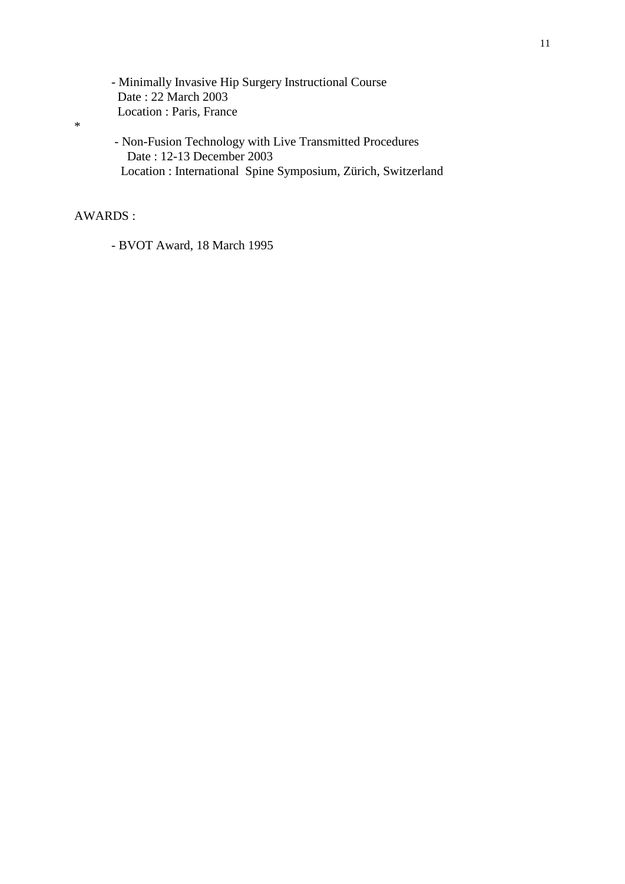- Minimally Invasive Hip Surgery Instructional Course
  Date : 22 March 2003
  Location : Paris, France

*

- Non-Fusion Technology with Live Transmitted Procedures
  Date : 12-13 December 2003
  Location : International Spine Symposium, Zürich, Switzerland

AWARDS :

- BVOT Award, 18 March 1995